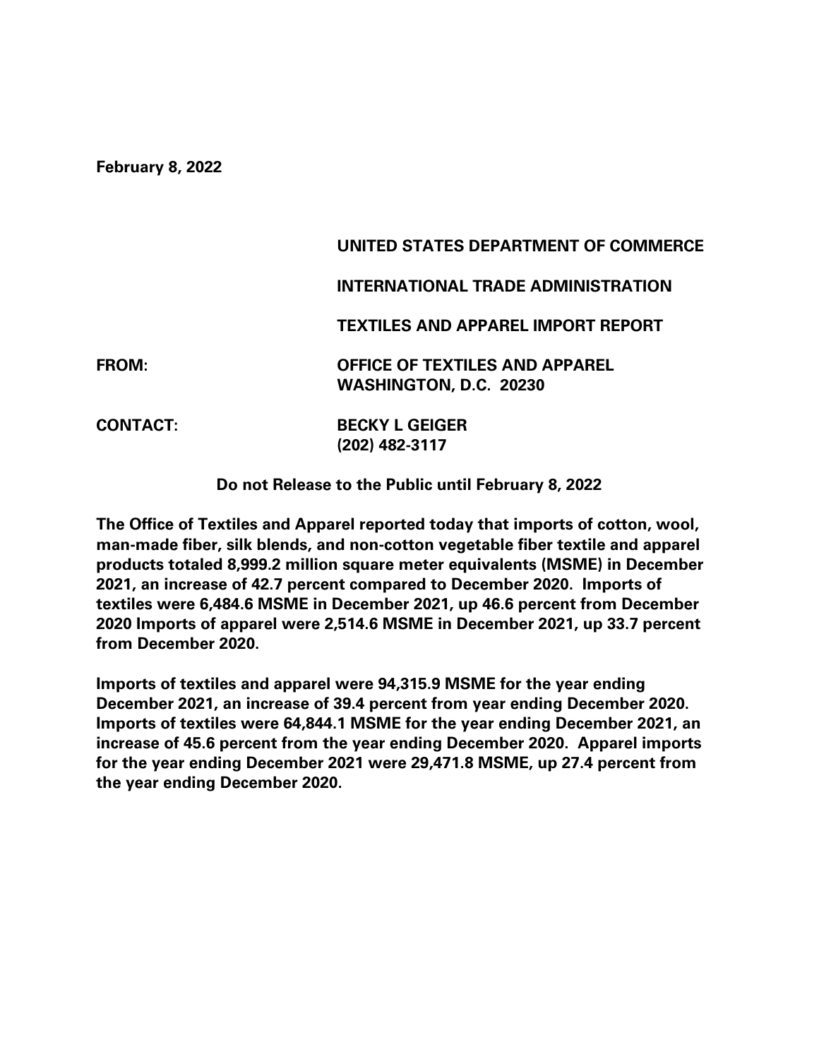**February 8, 2022**

**UNITED STATES DEPARTMENT OF COMMERCE**

**INTERNATIONAL TRADE ADMINISTRATION**

**TEXTILES AND APPAREL IMPORT REPORT**

**FROM:** **OFFICE OF TEXTILES AND APPAREL**
**WASHINGTON, D.C. 20230**

**CONTACT:** **BECKY L GEIGER**
**(202) 482-3117**

**Do not Release to the Public until February 8, 2022**

**The Office of Textiles and Apparel reported today that imports of cotton, wool, man-made fiber, silk blends, and non-cotton vegetable fiber textile and apparel products totaled 8,999.2 million square meter equivalents (MSME) in December 2021, an increase of 42.7 percent compared to December 2020. Imports of textiles were 6,484.6 MSME in December 2021, up 46.6 percent from December 2020 Imports of apparel were 2,514.6 MSME in December 2021, up 33.7 percent from December 2020.**

**Imports of textiles and apparel were 94,315.9 MSME for the year ending December 2021, an increase of 39.4 percent from year ending December 2020. Imports of textiles were 64,844.1 MSME for the year ending December 2021, an increase of 45.6 percent from the year ending December 2020. Apparel imports for the year ending December 2021 were 29,471.8 MSME, up 27.4 percent from the year ending December 2020.**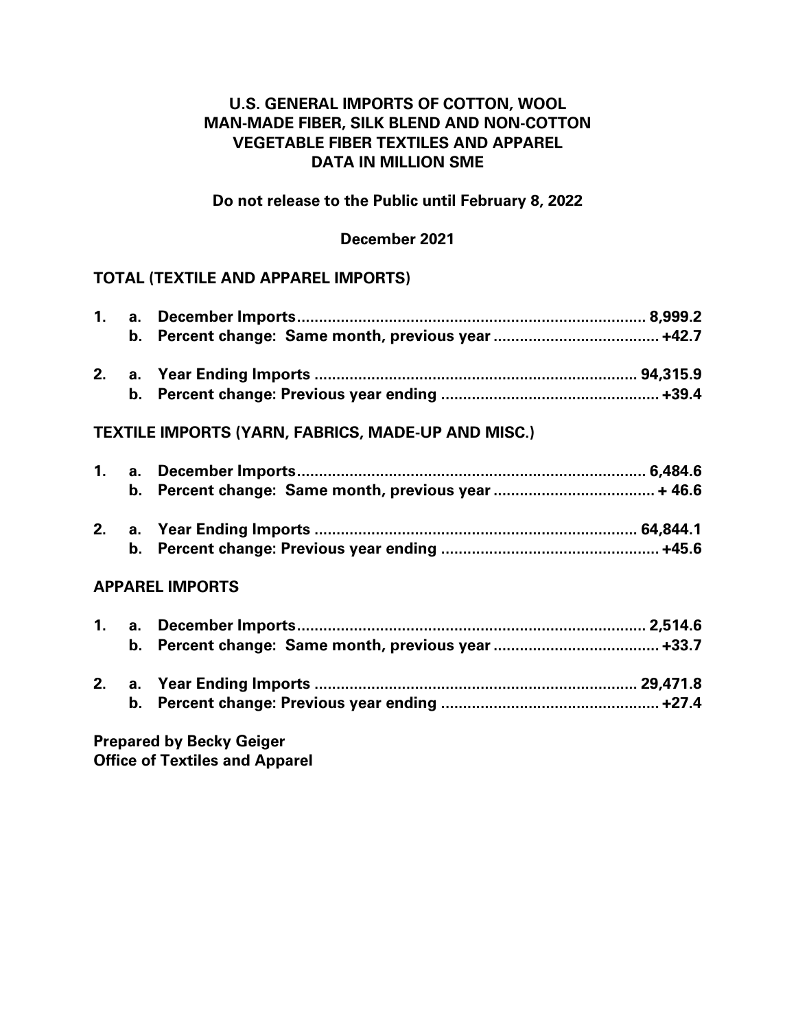# U.S. GENERAL IMPORTS OF COTTON, WOOL MAN-MADE FIBER, SILK BLEND AND NON-COTTON VEGETABLE FIBER TEXTILES AND APPAREL DATA IN MILLION SME

**Do not release to the Public until February 8, 2022**

**December 2021**

## TOTAL (TEXTILE AND APPAREL IMPORTS)

1. a. December Imports.............................................................................. 8,999.2
   b. Percent change: Same month, previous year ..................................... +42.7

2. a. Year Ending Imports ......................................................................... 94,315.9
   b. Percent change: Previous year ending ................................................. +39.4

## TEXTILE IMPORTS (YARN, FABRICS, MADE-UP AND MISC.)

1. a. December Imports.............................................................................. 6,484.6
   b. Percent change: Same month, previous year .................................... + 46.6

2. a. Year Ending Imports ......................................................................... 64,844.1
   b. Percent change: Previous year ending ................................................. +45.6

## APPAREL IMPORTS

1. a. December Imports.............................................................................. 2,514.6
   b. Percent change: Same month, previous year ...................................... +33.7

2. a. Year Ending Imports ......................................................................... 29,471.8
   b. Percent change: Previous year ending .................................................. +27.4

**Prepared by Becky Geiger**
**Office of Textiles and Apparel**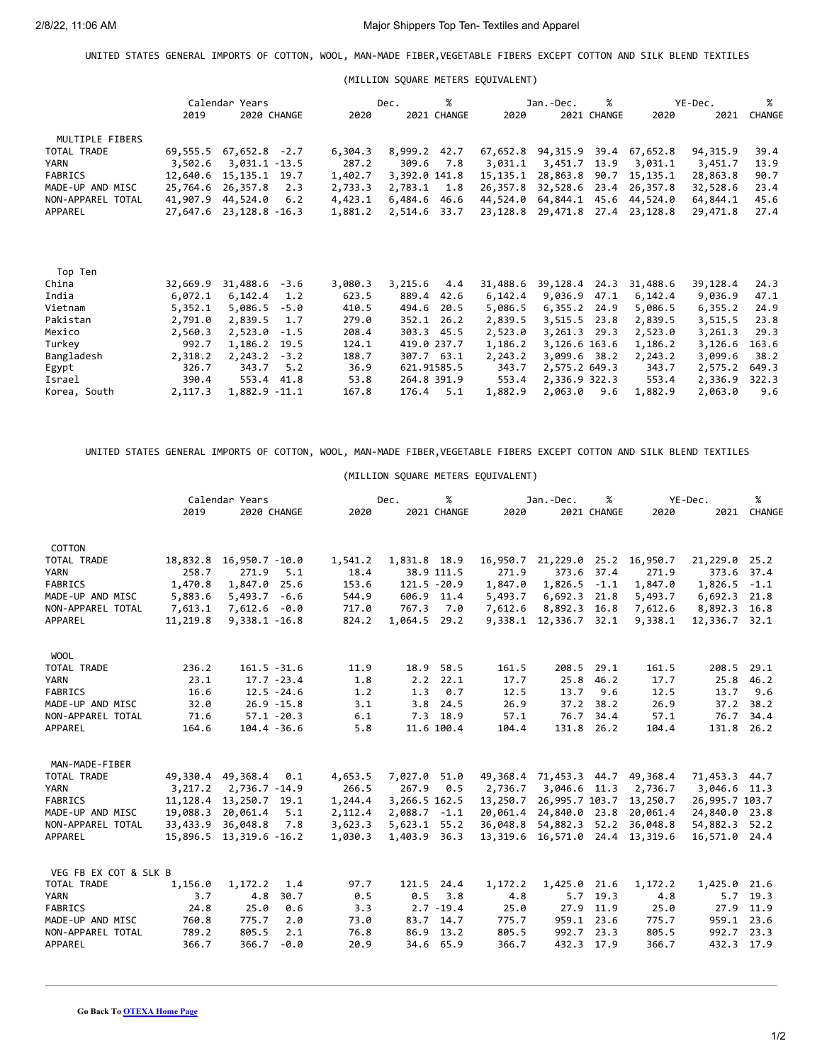UNITED STATES GENERAL IMPORTS OF COTTON, WOOL, MAN-MADE FIBER,VEGETABLE FIBERS EXCEPT COTTON AND SILK BLEND TEXTILES

(MILLION SQUARE METERS EQUIVALENT)

| | Calendar Years | | | Dec. | | % | Jan.-Dec. | | % | YE-Dec. | | % |
|---|---|---|---|---|---|---|---|---|---|---|---|---|
| | 2019 | 2020 | CHANGE | 2020 | 2021 | CHANGE | 2020 | 2021 | CHANGE | 2020 | 2021 | CHANGE |
| MULTIPLE FIBERS | | | | | | | | | | | | |
| TOTAL TRADE | 69,555.5 | 67,652.8 | -2.7 | 6,304.3 | 8,999.2 | 42.7 | 67,652.8 | 94,315.9 | 39.4 | 67,652.8 | 94,315.9 | 39.4 |
| YARN | 3,502.6 | 3,031.1 | -13.5 | 287.2 | 309.6 | 7.8 | 3,031.1 | 3,451.7 | 13.9 | 3,031.1 | 3,451.7 | 13.9 |
| FABRICS | 12,640.6 | 15,135.1 | 19.7 | 1,402.7 | 3,392.0 | 141.8 | 15,135.1 | 28,863.8 | 90.7 | 15,135.1 | 28,863.8 | 90.7 |
| MADE-UP AND MISC | 25,764.6 | 26,357.8 | 2.3 | 2,733.3 | 2,783.1 | 1.8 | 26,357.8 | 32,528.6 | 23.4 | 26,357.8 | 32,528.6 | 23.4 |
| NON-APPAREL TOTAL | 41,907.9 | 44,524.0 | 6.2 | 4,423.1 | 6,484.6 | 46.6 | 44,524.0 | 64,844.1 | 45.6 | 44,524.0 | 64,844.1 | 45.6 |
| APPAREL | 27,647.6 | 23,128.8 | -16.3 | 1,881.2 | 2,514.6 | 33.7 | 23,128.8 | 29,471.8 | 27.4 | 23,128.8 | 29,471.8 | 27.4 |
| Top Ten | | | | | | | | | | | | |
| China | 32,669.9 | 31,488.6 | -3.6 | 3,080.3 | 3,215.6 | 4.4 | 31,488.6 | 39,128.4 | 24.3 | 31,488.6 | 39,128.4 | 24.3 |
| India | 6,072.1 | 6,142.4 | 1.2 | 623.5 | 889.4 | 42.6 | 6,142.4 | 9,036.9 | 47.1 | 6,142.4 | 9,036.9 | 47.1 |
| Vietnam | 5,352.1 | 5,086.5 | -5.0 | 410.5 | 494.6 | 20.5 | 5,086.5 | 6,355.2 | 24.9 | 5,086.5 | 6,355.2 | 24.9 |
| Pakistan | 2,791.0 | 2,839.5 | 1.7 | 279.0 | 352.1 | 26.2 | 2,839.5 | 3,515.5 | 23.8 | 2,839.5 | 3,515.5 | 23.8 |
| Mexico | 2,560.3 | 2,523.0 | -1.5 | 208.4 | 303.3 | 45.5 | 2,523.0 | 3,261.3 | 29.3 | 2,523.0 | 3,261.3 | 29.3 |
| Turkey | 992.7 | 1,186.2 | 19.5 | 124.1 | 419.0 | 237.7 | 1,186.2 | 3,126.6 | 163.6 | 1,186.2 | 3,126.6 | 163.6 |
| Bangladesh | 2,318.2 | 2,243.2 | -3.2 | 188.7 | 307.7 | 63.1 | 2,243.2 | 3,099.6 | 38.2 | 2,243.2 | 3,099.6 | 38.2 |
| Egypt | 326.7 | 343.7 | 5.2 | 36.9 | 621.9 | 1585.5 | 343.7 | 2,575.2 | 649.3 | 343.7 | 2,575.2 | 649.3 |
| Israel | 390.4 | 553.4 | 41.8 | 53.8 | 264.8 | 391.9 | 553.4 | 2,336.9 | 322.3 | 553.4 | 2,336.9 | 322.3 |
| Korea, South | 2,117.3 | 1,882.9 | -11.1 | 167.8 | 176.4 | 5.1 | 1,882.9 | 2,063.0 | 9.6 | 1,882.9 | 2,063.0 | 9.6 |

UNITED STATES GENERAL IMPORTS OF COTTON, WOOL, MAN-MADE FIBER,VEGETABLE FIBERS EXCEPT COTTON AND SILK BLEND TEXTILES

(MILLION SQUARE METERS EQUIVALENT)

| | Calendar Years | | | Dec. | | % | Jan.-Dec. | | % | YE-Dec. | | % |
|---|---|---|---|---|---|---|---|---|---|---|---|---|
| | 2019 | 2020 | CHANGE | 2020 | 2021 | CHANGE | 2020 | 2021 | CHANGE | 2020 | 2021 | CHANGE |
| COTTON | | | | | | | | | | | | |
| TOTAL TRADE | 18,832.8 | 16,950.7 | -10.0 | 1,541.2 | 1,831.8 | 18.9 | 16,950.7 | 21,229.0 | 25.2 | 16,950.7 | 21,229.0 | 25.2 |
| YARN | 258.7 | 271.9 | 5.1 | 18.4 | 38.9 | 111.5 | 271.9 | 373.6 | 37.4 | 271.9 | 373.6 | 37.4 |
| FABRICS | 1,470.8 | 1,847.0 | 25.6 | 153.6 | 121.5 | -20.9 | 1,847.0 | 1,826.5 | -1.1 | 1,847.0 | 1,826.5 | -1.1 |
| MADE-UP AND MISC | 5,883.6 | 5,493.7 | -6.6 | 544.9 | 606.9 | 11.4 | 5,493.7 | 6,692.3 | 21.8 | 5,493.7 | 6,692.3 | 21.8 |
| NON-APPAREL TOTAL | 7,613.1 | 7,612.6 | -0.0 | 717.0 | 767.3 | 7.0 | 7,612.6 | 8,892.3 | 16.8 | 7,612.6 | 8,892.3 | 16.8 |
| APPAREL | 11,219.8 | 9,338.1 | -16.8 | 824.2 | 1,064.5 | 29.2 | 9,338.1 | 12,336.7 | 32.1 | 9,338.1 | 12,336.7 | 32.1 |
| WOOL | | | | | | | | | | | | |
| TOTAL TRADE | 236.2 | 161.5 | -31.6 | 11.9 | 18.9 | 58.5 | 161.5 | 208.5 | 29.1 | 161.5 | 208.5 | 29.1 |
| YARN | 23.1 | 17.7 | -23.4 | 1.8 | 2.2 | 22.1 | 17.7 | 25.8 | 46.2 | 17.7 | 25.8 | 46.2 |
| FABRICS | 16.6 | 12.5 | -24.6 | 1.2 | 1.3 | 0.7 | 12.5 | 13.7 | 9.6 | 12.5 | 13.7 | 9.6 |
| MADE-UP AND MISC | 32.0 | 26.9 | -15.8 | 3.1 | 3.8 | 24.5 | 26.9 | 37.2 | 38.2 | 26.9 | 37.2 | 38.2 |
| NON-APPAREL TOTAL | 71.6 | 57.1 | -20.3 | 6.1 | 7.3 | 18.9 | 57.1 | 76.7 | 34.4 | 57.1 | 76.7 | 34.4 |
| APPAREL | 164.6 | 104.4 | -36.6 | 5.8 | 11.6 | 100.4 | 104.4 | 131.8 | 26.2 | 104.4 | 131.8 | 26.2 |
| MAN-MADE-FIBER | | | | | | | | | | | | |
| TOTAL TRADE | 49,330.4 | 49,368.4 | 0.1 | 4,653.5 | 7,027.0 | 51.0 | 49,368.4 | 71,453.3 | 44.7 | 49,368.4 | 71,453.3 | 44.7 |
| YARN | 3,217.2 | 2,736.7 | -14.9 | 266.5 | 267.9 | 0.5 | 2,736.7 | 3,046.6 | 11.3 | 2,736.7 | 3,046.6 | 11.3 |
| FABRICS | 11,128.4 | 13,250.7 | 19.1 | 1,244.4 | 3,266.5 | 162.5 | 13,250.7 | 26,995.7 | 103.7 | 13,250.7 | 26,995.7 | 103.7 |
| MADE-UP AND MISC | 19,088.3 | 20,061.4 | 5.1 | 2,112.4 | 2,088.7 | -1.1 | 20,061.4 | 24,840.0 | 23.8 | 20,061.4 | 24,840.0 | 23.8 |
| NON-APPAREL TOTAL | 33,433.9 | 36,048.8 | 7.8 | 3,623.3 | 5,623.1 | 55.2 | 36,048.8 | 54,882.3 | 52.2 | 36,048.8 | 54,882.3 | 52.2 |
| APPAREL | 15,896.5 | 13,319.6 | -16.2 | 1,030.3 | 1,403.9 | 36.3 | 13,319.6 | 16,571.0 | 24.4 | 13,319.6 | 16,571.0 | 24.4 |
| VEG FB EX COT & SLK B | | | | | | | | | | | | |
| TOTAL TRADE | 1,156.0 | 1,172.2 | 1.4 | 97.7 | 121.5 | 24.4 | 1,172.2 | 1,425.0 | 21.6 | 1,172.2 | 1,425.0 | 21.6 |
| YARN | 3.7 | 4.8 | 30.7 | 0.5 | 0.5 | 3.8 | 4.8 | 5.7 | 19.3 | 4.8 | 5.7 | 19.3 |
| FABRICS | 24.8 | 25.0 | 0.6 | 3.3 | 2.7 | -19.4 | 25.0 | 27.9 | 11.9 | 25.0 | 27.9 | 11.9 |
| MADE-UP AND MISC | 760.8 | 775.7 | 2.0 | 73.0 | 83.7 | 14.7 | 775.7 | 959.1 | 23.6 | 775.7 | 959.1 | 23.6 |
| NON-APPAREL TOTAL | 789.2 | 805.5 | 2.1 | 76.8 | 86.9 | 13.2 | 805.5 | 992.7 | 23.3 | 805.5 | 992.7 | 23.3 |
| APPAREL | 366.7 | 366.7 | -0.0 | 20.9 | 34.6 | 65.9 | 366.7 | 432.3 | 17.9 | 366.7 | 432.3 | 17.9 |

**Go Back To [OTEXA Home Page]()**